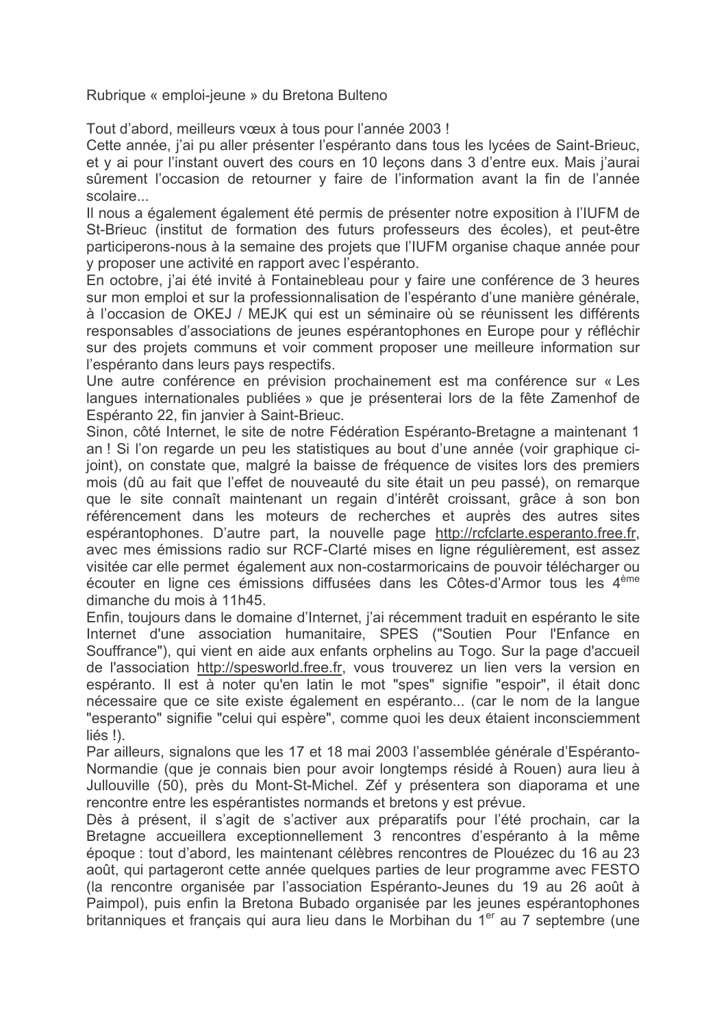Rubrique « emploi-jeune » du Bretona Bulteno

Tout d'abord, meilleurs vœux à tous pour l'année 2003 !
Cette année, j'ai pu aller présenter l'espéranto dans tous les lycées de Saint-Brieuc, et y ai pour l'instant ouvert des cours en 10 leçons dans 3 d'entre eux. Mais j'aurai sûrement l'occasion de retourner y faire de l'information avant la fin de l'année scolaire...
Il nous a également également été permis de présenter notre exposition à l'IUFM de St-Brieuc (institut de formation des futurs professeurs des écoles), et peut-être participerons-nous à la semaine des projets que l'IUFM organise chaque année pour y proposer une activité en rapport avec l'espéranto.
En octobre, j'ai été invité à Fontainebleau pour y faire une conférence de 3 heures sur mon emploi et sur la professionnalisation de l'espéranto d'une manière générale, à l'occasion de OKEJ / MEJK qui est un séminaire où se réunissent les différents responsables d'associations de jeunes espérantophones en Europe pour y réfléchir sur des projets communs et voir comment proposer une meilleure information sur l'espéranto dans leurs pays respectifs.
Une autre conférence en prévision prochainement est ma conférence sur « Les langues internationales publiées » que je présenterai lors de la fête Zamenhof de Espéranto 22, fin janvier à Saint-Brieuc.
Sinon, côté Internet, le site de notre Fédération Espéranto-Bretagne a maintenant 1 an ! Si l'on regarde un peu les statistiques au bout d'une année (voir graphique ci-joint), on constate que, malgré la baisse de fréquence de visites lors des premiers mois (dû au fait que l'effet de nouveauté du site était un peu passé), on remarque que le site connaît maintenant un regain d'intérêt croissant, grâce à son bon référencement dans les moteurs de recherches et auprès des autres sites espérantophones. D'autre part, la nouvelle page http://rcfclarte.esperanto.free.fr, avec mes émissions radio sur RCF-Clarté mises en ligne régulièrement, est assez visitée car elle permet également aux non-costarmoricains de pouvoir télécharger ou écouter en ligne ces émissions diffusées dans les Côtes-d'Armor tous les 4ème dimanche du mois à 11h45.
Enfin, toujours dans le domaine d'Internet, j'ai récemment traduit en espéranto le site Internet d'une association humanitaire, SPES ("Soutien Pour l'Enfance en Souffrance"), qui vient en aide aux enfants orphelins au Togo. Sur la page d'accueil de l'association http://spesworld.free.fr, vous trouverez un lien vers la version en espéranto. Il est à noter qu'en latin le mot "spes" signifie "espoir", il était donc nécessaire que ce site existe également en espéranto... (car le nom de la langue "esperanto" signifie "celui qui espère", comme quoi les deux étaient inconsciemment liés !).
Par ailleurs, signalons que les 17 et 18 mai 2003 l'assemblée générale d'Espéranto-Normandie (que je connais bien pour avoir longtemps résidé à Rouen) aura lieu à Jullouville (50), près du Mont-St-Michel. Zéf y présentera son diaporama et une rencontre entre les espérantistes normands et bretons y est prévue.
Dès à présent, il s'agit de s'activer aux préparatifs pour l'été prochain, car la Bretagne accueillera exceptionnellement 3 rencontres d'espéranto à la même époque : tout d'abord, les maintenant célèbres rencontres de Plouézec du 16 au 23 août, qui partageront cette année quelques parties de leur programme avec FESTO (la rencontre organisée par l'association Espéranto-Jeunes du 19 au 26 août à Paimpol), puis enfin la Bretona Bubado organisée par les jeunes espérantophones britanniques et français qui aura lieu dans le Morbihan du 1er au 7 septembre (une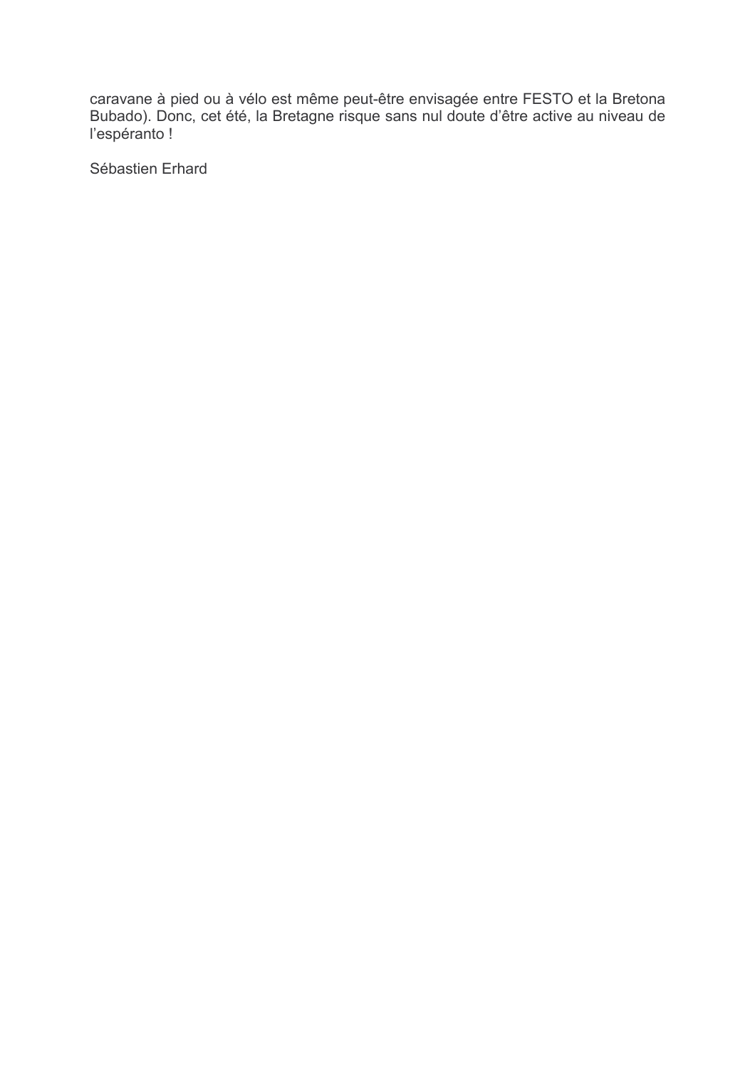caravane à pied ou à vélo est même peut-être envisagée entre FESTO et la Bretona Bubado). Donc, cet été, la Bretagne risque sans nul doute d'être active au niveau de l'espéranto !

Sébastien Erhard